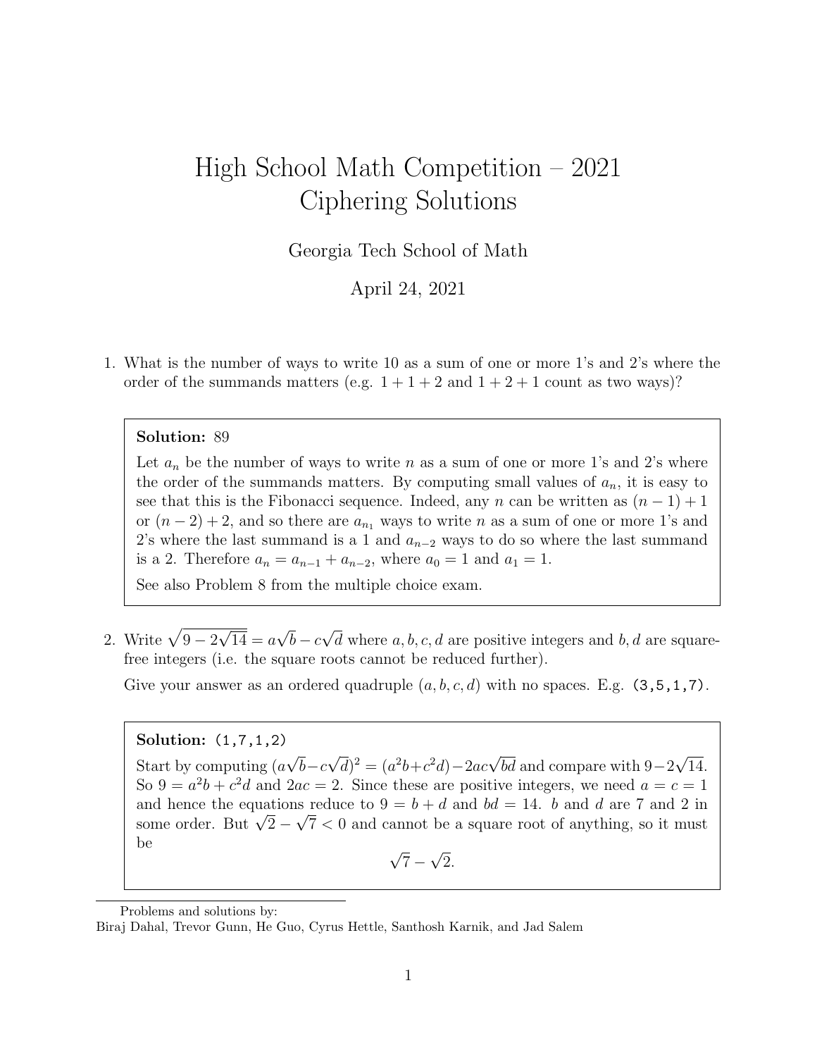# High School Math Competition – 2021 Ciphering Solutions

Georgia Tech School of Math

April 24, 2021

1. What is the number of ways to write 10 as a sum of one or more 1's and 2's where the order of the summands matters (e.g. $1+1+2$ and $1+2+1$ count as two ways)?

> **Solution:** 89
>
> Let $a_n$ be the number of ways to write $n$ as a sum of one or more 1's and 2's where the order of the summands matters. By computing small values of $a_n$, it is easy to see that this is the Fibonacci sequence. Indeed, any $n$ can be written as $(n-1)+1$ or $(n-2)+2$, and so there are $a_{n_1}$ ways to write $n$ as a sum of one or more 1's and 2's where the last summand is a 1 and $a_{n-2}$ ways to do so where the last summand is a 2. Therefore $a_n = a_{n-1} + a_{n-2}$, where $a_0 = 1$ and $a_1 = 1$.
>
> See also Problem 8 from the multiple choice exam.

2. Write $\sqrt{9 - 2\sqrt{14}} = a\sqrt{b} - c\sqrt{d}$ where $a, b, c, d$ are positive integers and $b, d$ are square-free integers (i.e. the square roots cannot be reduced further).

   Give your answer as an ordered quadruple $(a, b, c, d)$ with no spaces. E.g. `(3,5,1,7)`.

> **Solution:** `(1,7,1,2)`
>
> Start by computing $(a\sqrt{b} - c\sqrt{d})^2 = (a^2b + c^2d) - 2ac\sqrt{bd}$ and compare with $9 - 2\sqrt{14}$. So $9 = a^2b + c^2d$ and $2ac = 2$. Since these are positive integers, we need $a = c = 1$ and hence the equations reduce to $9 = b + d$ and $bd = 14$. $b$ and $d$ are 7 and 2 in some order. But $\sqrt{2} - \sqrt{7} < 0$ and cannot be a square root of anything, so it must be
>
> $$\sqrt{7} - \sqrt{2}.$$

Problems and solutions by:
Biraj Dahal, Trevor Gunn, He Guo, Cyrus Hettle, Santhosh Karnik, and Jad Salem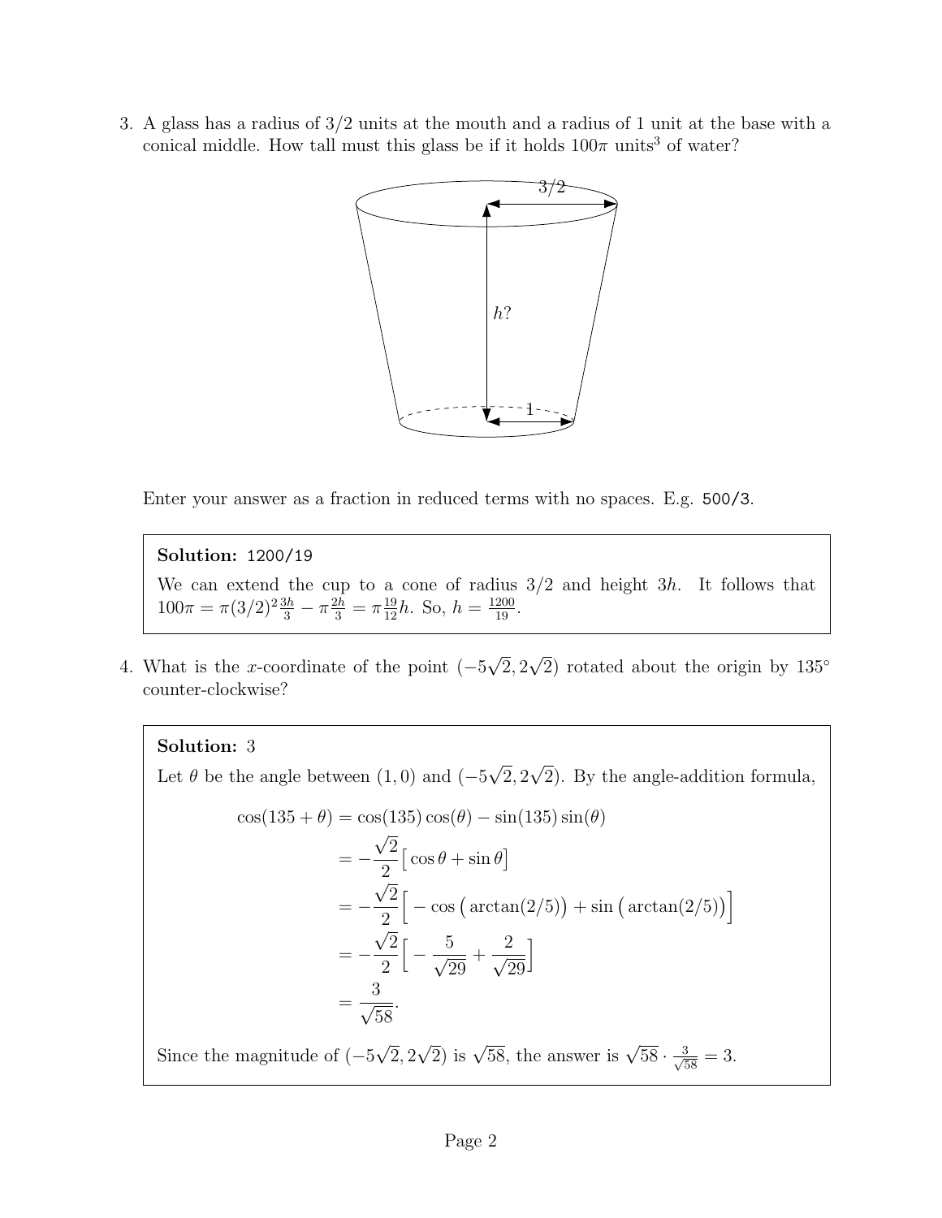3. A glass has a radius of 3/2 units at the mouth and a radius of 1 unit at the base with a conical middle. How tall must this glass be if it holds $100\pi$ units$^3$ of water?

   Enter your answer as a fraction in reduced terms with no spaces. E.g. `500/3`.

   > **Solution:** `1200/19`
   >
   > We can extend the cup to a cone of radius 3/2 and height $3h$. It follows that $100\pi = \pi(3/2)^2\frac{3h}{3} - \pi\frac{2h}{3} = \pi\frac{19}{12}h$. So, $h = \frac{1200}{19}$.

4. What is the $x$-coordinate of the point $(-5\sqrt{2}, 2\sqrt{2})$ rotated about the origin by $135^\circ$ counter-clockwise?

   > **Solution:** 3
   >
   > Let $\theta$ be the angle between $(1,0)$ and $(-5\sqrt{2}, 2\sqrt{2})$. By the angle-addition formula,
   >
   > $$\begin{aligned}
   > \cos(135+\theta) &= \cos(135)\cos(\theta) - \sin(135)\sin(\theta) \\
   > &= -\frac{\sqrt{2}}{2}\big[\cos\theta + \sin\theta\big] \\
   > &= -\frac{\sqrt{2}}{2}\Big[-\cos\big(\arctan(2/5)\big) + \sin\big(\arctan(2/5)\big)\Big] \\
   > &= -\frac{\sqrt{2}}{2}\Big[-\frac{5}{\sqrt{29}} + \frac{2}{\sqrt{29}}\Big] \\
   > &= \frac{3}{\sqrt{58}}.
   > \end{aligned}$$
   >
   > Since the magnitude of $(-5\sqrt{2}, 2\sqrt{2})$ is $\sqrt{58}$, the answer is $\sqrt{58} \cdot \frac{3}{\sqrt{58}} = 3$.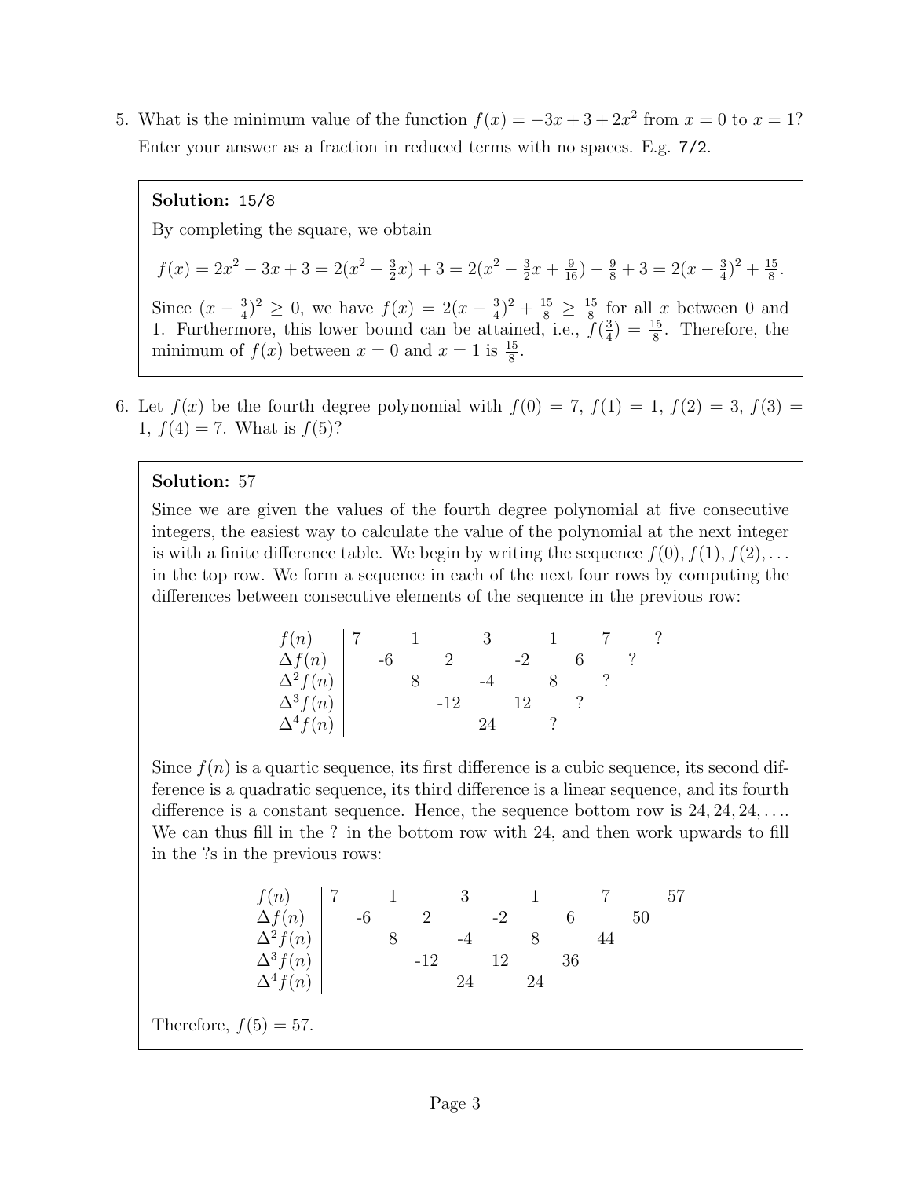5. What is the minimum value of the function $f(x) = -3x + 3 + 2x^2$ from $x = 0$ to $x = 1$? Enter your answer as a fraction in reduced terms with no spaces. E.g. `7/2`.

> **Solution:** `15/8`
>
> By completing the square, we obtain
>
> $$f(x) = 2x^2 - 3x + 3 = 2(x^2 - \tfrac{3}{2}x) + 3 = 2(x^2 - \tfrac{3}{2}x + \tfrac{9}{16}) - \tfrac{9}{8} + 3 = 2(x - \tfrac{3}{4})^2 + \tfrac{15}{8}.$$
>
> Since $(x - \frac{3}{4})^2 \geq 0$, we have $f(x) = 2(x - \frac{3}{4})^2 + \frac{15}{8} \geq \frac{15}{8}$ for all $x$ between 0 and 1. Furthermore, this lower bound can be attained, i.e., $f(\frac{3}{4}) = \frac{15}{8}$. Therefore, the minimum of $f(x)$ between $x = 0$ and $x = 1$ is $\frac{15}{8}$.

6. Let $f(x)$ be the fourth degree polynomial with $f(0) = 7$, $f(1) = 1$, $f(2) = 3$, $f(3) = 1$, $f(4) = 7$. What is $f(5)$?

> **Solution:** 57
>
> Since we are given the values of the fourth degree polynomial at five consecutive integers, the easiest way to calculate the value of the polynomial at the next integer is with a finite difference table. We begin by writing the sequence $f(0), f(1), f(2), \ldots$ in the top row. We form a sequence in each of the next four rows by computing the differences between consecutive elements of the sequence in the previous row:
>
> | | | | | | | | | | | | |
> |---|---|---|---|---|---|---|---|---|---|---|---|
> | $f(n)$ | 7 | | 1 | | 3 | | 1 | | 7 | | ? |
> | $\Delta f(n)$ | | -6 | | 2 | | -2 | | 6 | | ? | |
> | $\Delta^2 f(n)$ | | | 8 | | -4 | | 8 | | ? | | |
> | $\Delta^3 f(n)$ | | | | -12 | | 12 | | ? | | | |
> | $\Delta^4 f(n)$ | | | | | 24 | | ? | | | | |
>
> Since $f(n)$ is a quartic sequence, its first difference is a cubic sequence, its second difference is a quadratic sequence, its third difference is a linear sequence, and its fourth difference is a constant sequence. Hence, the sequence bottom row is $24, 24, 24, \ldots$. We can thus fill in the ? in the bottom row with 24, and then work upwards to fill in the ?s in the previous rows:
>
> | | | | | | | | | | | | |
> |---|---|---|---|---|---|---|---|---|---|---|---|
> | $f(n)$ | 7 | | 1 | | 3 | | 1 | | 7 | | 57 |
> | $\Delta f(n)$ | | -6 | | 2 | | -2 | | 6 | | 50 | |
> | $\Delta^2 f(n)$ | | | 8 | | -4 | | 8 | | 44 | | |
> | $\Delta^3 f(n)$ | | | | -12 | | 12 | | 36 | | | |
> | $\Delta^4 f(n)$ | | | | | 24 | | 24 | | | | |
>
> Therefore, $f(5) = 57$.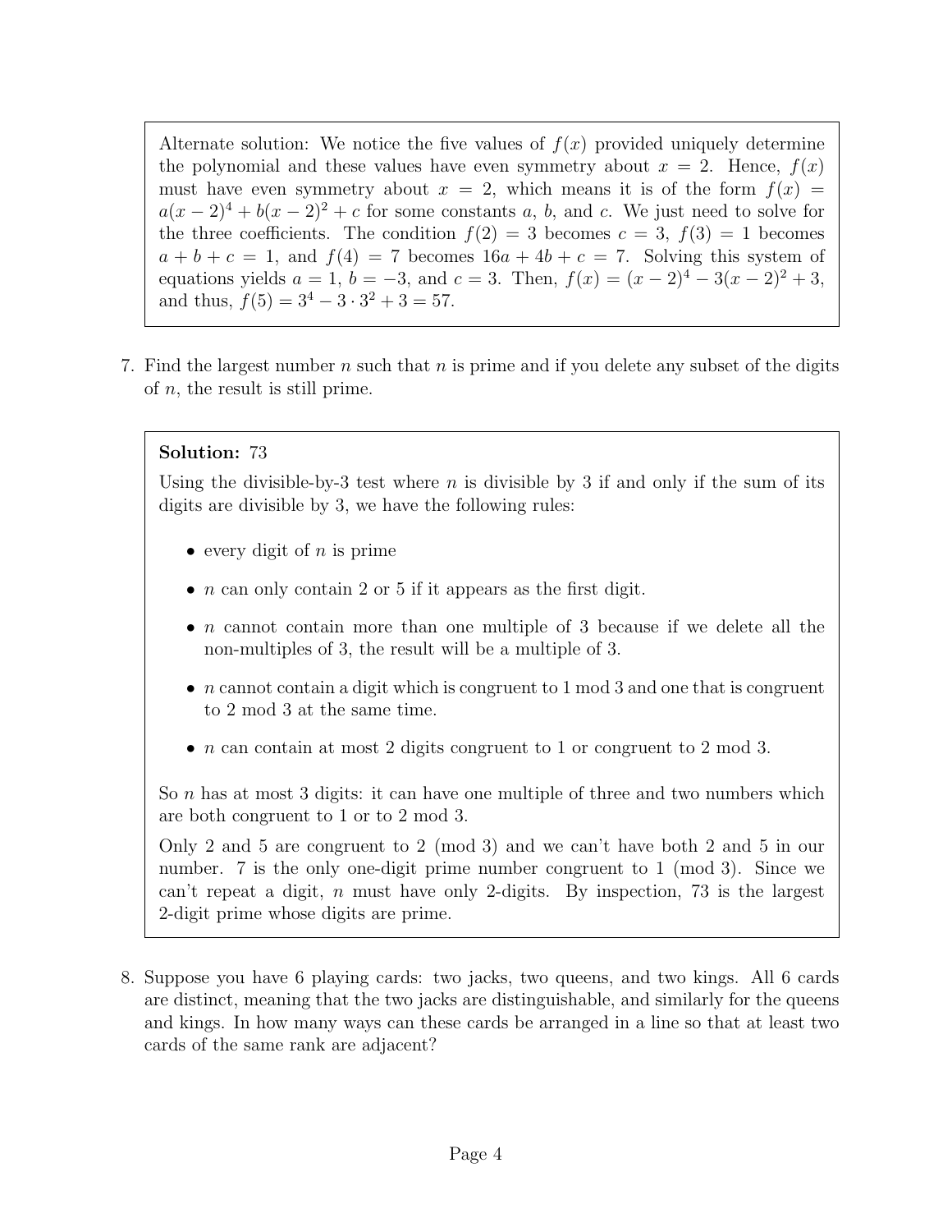Alternate solution: We notice the five values of $f(x)$ provided uniquely determine the polynomial and these values have even symmetry about $x = 2$. Hence, $f(x)$ must have even symmetry about $x = 2$, which means it is of the form $f(x) = a(x-2)^4 + b(x-2)^2 + c$ for some constants $a$, $b$, and $c$. We just need to solve for the three coefficients. The condition $f(2) = 3$ becomes $c = 3$, $f(3) = 1$ becomes $a + b + c = 1$, and $f(4) = 7$ becomes $16a + 4b + c = 7$. Solving this system of equations yields $a = 1$, $b = -3$, and $c = 3$. Then, $f(x) = (x-2)^4 - 3(x-2)^2 + 3$, and thus, $f(5) = 3^4 - 3 \cdot 3^2 + 3 = 57$.

7. Find the largest number $n$ such that $n$ is prime and if you delete any subset of the digits of $n$, the result is still prime.

**Solution:** 73

Using the divisible-by-3 test where $n$ is divisible by 3 if and only if the sum of its digits are divisible by 3, we have the following rules:

- every digit of $n$ is prime
- $n$ can only contain 2 or 5 if it appears as the first digit.
- $n$ cannot contain more than one multiple of 3 because if we delete all the non-multiples of 3, the result will be a multiple of 3.
- $n$ cannot contain a digit which is congruent to 1 mod 3 and one that is congruent to 2 mod 3 at the same time.
- $n$ can contain at most 2 digits congruent to 1 or congruent to 2 mod 3.

So $n$ has at most 3 digits: it can have one multiple of three and two numbers which are both congruent to 1 or to 2 mod 3.

Only 2 and 5 are congruent to 2 (mod 3) and we can't have both 2 and 5 in our number. 7 is the only one-digit prime number congruent to 1 (mod 3). Since we can't repeat a digit, $n$ must have only 2-digits. By inspection, 73 is the largest 2-digit prime whose digits are prime.

8. Suppose you have 6 playing cards: two jacks, two queens, and two kings. All 6 cards are distinct, meaning that the two jacks are distinguishable, and similarly for the queens and kings. In how many ways can these cards be arranged in a line so that at least two cards of the same rank are adjacent?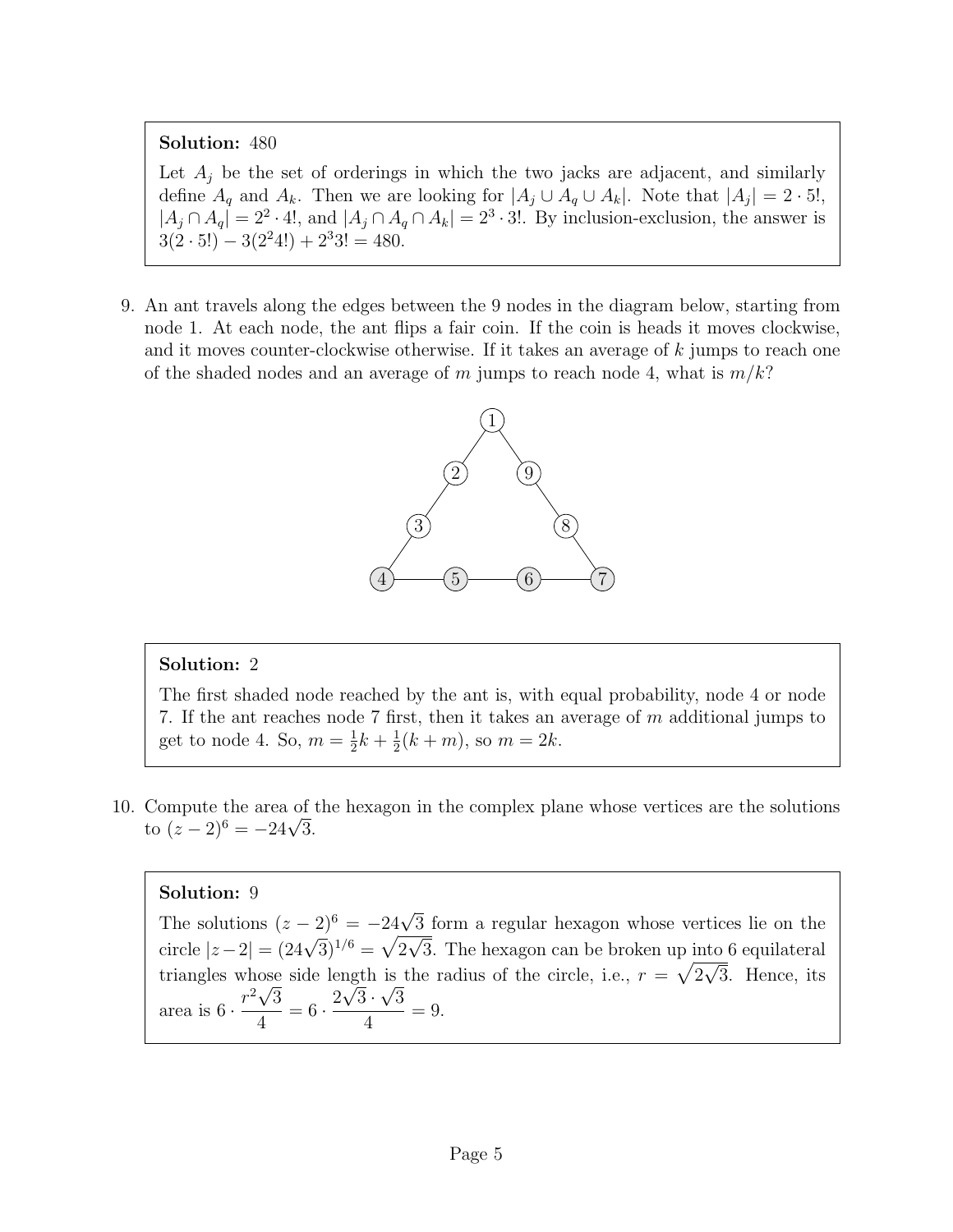**Solution:** 480

Let $A_j$ be the set of orderings in which the two jacks are adjacent, and similarly define $A_q$ and $A_k$. Then we are looking for $|A_j \cup A_q \cup A_k|$. Note that $|A_j| = 2 \cdot 5!$, $|A_j \cap A_q| = 2^2 \cdot 4!$, and $|A_j \cap A_q \cap A_k| = 2^3 \cdot 3!$. By inclusion-exclusion, the answer is $3(2 \cdot 5!) - 3(2^2 4!) + 2^3 3! = 480$.

9. An ant travels along the edges between the 9 nodes in the diagram below, starting from node 1. At each node, the ant flips a fair coin. If the coin is heads it moves clockwise, and it moves counter-clockwise otherwise. If it takes an average of $k$ jumps to reach one of the shaded nodes and an average of $m$ jumps to reach node 4, what is $m/k$?

1
2
9
3
8
4
5
6
7

**Solution:** 2

The first shaded node reached by the ant is, with equal probability, node 4 or node 7. If the ant reaches node 7 first, then it takes an average of $m$ additional jumps to get to node 4. So, $m = \frac{1}{2}k + \frac{1}{2}(k + m)$, so $m = 2k$.

10. Compute the area of the hexagon in the complex plane whose vertices are the solutions to $(z-2)^6 = -24\sqrt{3}$.

**Solution:** 9

The solutions $(z-2)^6 = -24\sqrt{3}$ form a regular hexagon whose vertices lie on the circle $|z-2| = (24\sqrt{3})^{1/6} = \sqrt{2\sqrt{3}}$. The hexagon can be broken up into 6 equilateral triangles whose side length is the radius of the circle, i.e., $r = \sqrt{2\sqrt{3}}$. Hence, its area is $6 \cdot \dfrac{r^2\sqrt{3}}{4} = 6 \cdot \dfrac{2\sqrt{3} \cdot \sqrt{3}}{4} = 9$.